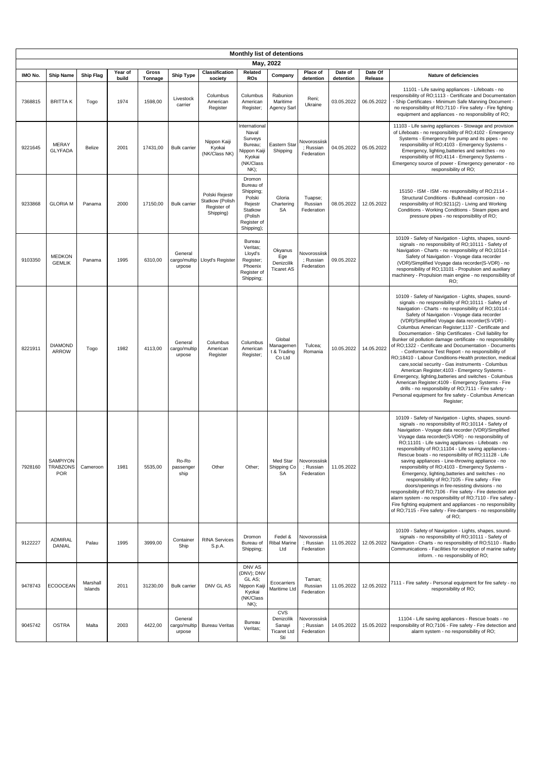# Monthly list of detentions

## May, 2022

| IMO No. | Ship Name | Ship Flag | Year of build | Gross Tonnage | Ship Type | Classification society | Related ROs | Company | Place of detention | Date of detention | Date Of Release | Nature of deficiencies |
|---|---|---|---|---|---|---|---|---|---|---|---|---|
| 7368815 | BRITTA K | Togo | 1974 | 1598,00 | Livestock carrier | Columbus American Register | Columbus American Register; | Rabunion Maritime Agency Sarl | Reni; Ukraine | 03.05.2022 | 06.05.2022 | 11101 - Life saving appliances - Lifeboats - no responsibility of RO;1113 - Certificate and Documentation - Ship Certificates - Minimum Safe Manning Document - no responsibility of RO;7110 - Fire safety - Fire fighting equipment and appliances - no responsibility of RO; |
| 9221645 | MERAY GLYFADA | Belize | 2001 | 17431,00 | Bulk carrier | Nippon Kaiji Kyokai (NK/Class NK) | International Naval Surveys Bureau; Nippon Kaiji Kyokai (NK/Class NK); | Eastern Star Shipping | Novorossiisk ; Russian Federation | 04.05.2022 | 05.05.2022 | 11103 - Life saving appliances - Stowage and provision of Lifeboats - no responsibility of RO;4102 - Emergency Systems - Emergency fire pump and its pipes - no responsibility of RO;4103 - Emergency Systems - Emergency, lighting,batteries and switches - no responsibility of RO;4114 - Emergency Systems - Emergency source of power - Emergency generator - no responsibility of RO; |
| 9233868 | GLORIA M | Panama | 2000 | 17150,00 | Bulk carrier | Polski Rejestr Statkow (Polish Register of Shipping) | Dromon Bureau of Shipping; Polski Rejestr Statkow (Polish Register of Shipping); | Gloria Chartering SA | Tuapse; Russian Federation | 08.05.2022 | 12.05.2022 | 15150 - ISM - ISM - no responsibility of RO;2114 - Structural Conditions - Bulkhead -corrosion - no responsibility of RO;9211(2) - Living and Working Conditions - Working Conditions - Steam pipes and pressure pipes - no responsibility of RO; |
| 9103350 | MEDKON GEMLIK | Panama | 1995 | 6310,00 | General cargo/multipurpose | Lloyd's Register | Bureau Veritas; Lloyd's Register; Phoenix Register of Shipping; | Okyanus Ege Denizcilik Ticaret AS | Novorossiisk ; Russian Federation | 09.05.2022 | | 10109 - Safety of Navigation - Lights, shapes, sound-signals - no responsibility of RO;10111 - Safety of Navigation - Charts - no responsibility of RO;10114 - Safety of Navigation - Voyage data recorder (VDR)/Simplified Voyage data recorder(S-VDR) - no responsibility of RO;13101 - Propulsion and auxiliary machinery - Propulsion main engine - no responsibility of RO; |
| 8221911 | DIAMOND ARROW | Togo | 1982 | 4113,00 | General cargo/multipurpose | Columbus American Register | Columbus American Register; | Global Management & Trading Co Ltd | Tulcea; Romania | 10.05.2022 | 14.05.2022 | 10109 - Safety of Navigation - Lights, shapes, sound-signals - no responsibility of RO;10111 - Safety of Navigation - Charts - no responsibility of RO;10114 - Safety of Navigation - Voyage data recorder (VDR)/Simplified Voyage data recorder(S-VDR) - Columbus American Register;1137 - Certificate and Documentation - Ship Certificates - Civil liability for Bunker oil pollution damage certificate - no responsibility of RO;1322 - Certificate and Documentation - Documents - Conformance Test Report - no responsibility of RO;18410 - Labour Conditions-Health protection, medical care,social security - Gas instruments - Columbus American Register;4103 - Emergency Systems - Emergency, lighting,batteries and switches - Columbus American Register;4109 - Emergency Systems - Fire drills - no responsibility of RO;7111 - Fire safety - Personal equipment for fire safety - Columbus American Register; |
| 7928160 | SAMPIYON TRABZONS POR | Cameroon | 1981 | 5535,00 | Ro-Ro passenger ship | Other | Other; | Med Star Shipping Co SA | Novorossiisk ; Russian Federation | 11.05.2022 | | 10109 - Safety of Navigation - Lights, shapes, sound-signals - no responsibility of RO;10114 - Safety of Navigation - Voyage data recorder (VDR)/Simplified Voyage data recorder(S-VDR) - no responsibility of RO;11101 - Life saving appliances - Lifeboats - no responsibility of RO;11104 - Life saving appliances - Rescue boats - no responsibility of RO;11128 - Life saving appliances - Line-throwing appliance - no responsibility of RO;4103 - Emergency Systems - Emergency, lighting,batteries and switches - no responsibility of RO;7105 - Fire safety - Fire doors/openings in fire-resisting divisions - no responsibility of RO;7106 - Fire safety - Fire detection and alarm system - no responsibility of RO;7110 - Fire safety - Fire fighting equipment and appliances - no responsibility of RO;7115 - Fire safety - Fire-dampers - no responsibility of RO; |
| 9122227 | ADMIRAL DANIAL | Palau | 1995 | 3999,00 | Container Ship | RINA Services S.p.A. | Dromon Bureau of Shipping; | Fedel & Ribal Marine Ltd | Novorossiisk ; Russian Federation | 11.05.2022 | 12.05.2022 | 10109 - Safety of Navigation - Lights, shapes, sound-signals - no responsibility of RO;10111 - Safety of Navigation - Charts - no responsibility of RO;5110 - Radio Communications - Facilities for reception of marine safety inform. - no responsibility of RO; |
| 9478743 | ECOOCEAN | Marshall Islands | 2011 | 31230,00 | Bulk carrier | DNV GL AS | DNV AS (DNV); DNV GL AS; Nippon Kaiji Kyokai (NK/Class NK); | Ecocarriers Maritime Ltd | Taman; Russian Federation | 11.05.2022 | 12.05.2022 | 7111 - Fire safety - Personal equipment for fire safety - no responsibility of RO; |
| 9045742 | OSTRA | Malta | 2003 | 4422,00 | General cargo/multipurpose | Bureau Veritas | Bureau Veritas; | CVS Denizcilik Sanayi Ticaret Ltd Sti | Novorossiisk ; Russian Federation | 14.05.2022 | 15.05.2022 | 11104 - Life saving appliances - Rescue boats - no responsibility of RO;7106 - Fire safety - Fire detection and alarm system - no responsibility of RO; |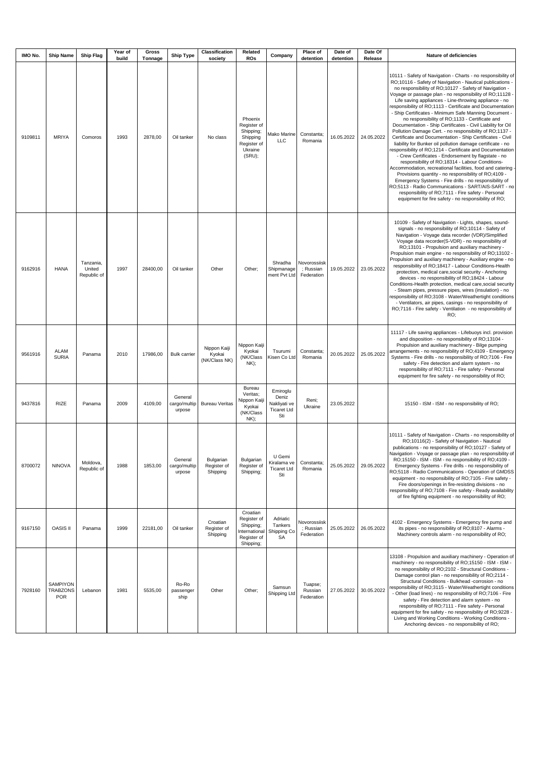| IMO No. | Ship Name | Ship Flag | Year of build | Gross Tonnage | Ship Type | Classification society | Related ROs | Company | Place of detention | Date of detention | Date Of Release | Nature of deficiencies |
|---|---|---|---|---|---|---|---|---|---|---|---|---|
| 9109811 | MRIYA | Comoros | 1993 | 2878,00 | Oil tanker | No class | Phoenix Register of Shipping; Shipping Register of Ukraine (SRU); | Mako Marine LLC | Constanta; Romania | 16.05.2022 | 24.05.2022 | 10111 - Safety of Navigation - Charts - no responsibility of RO;10116 - Safety of Navigation - Nautical publications - no responsibility of RO;10127 - Safety of Navigation - Voyage or passage plan - no responsibility of RO;11128 - Life saving appliances - Line-throwing appliance - no responsibility of RO;1113 - Certificate and Documentation - Ship Certificates - Minimum Safe Manning Document - no responsibility of RO;1133 - Certificate and Documentation - Ship Certificates - Civil Liability for Oil Pollution Damage Cert. - no responsibility of RO;1137 - Certificate and Documentation - Ship Certificates - Civil liability for Bunker oil pollution damage certificate - no responsibility of RO;1214 - Certificate and Documentation - Crew Certificates - Endorsement by flagstate - no responsibility of RO;18314 - Labour Conditions-Accommodation, recreational facilities, food and catering - Provisions quantity - no responsibility of RO;4109 - Emergency Systems - Fire drills - no responsibility of RO;5113 - Radio Communications - SART/AIS-SART - no responsibility of RO;7111 - Fire safety - Personal equipment for fire safety - no responsibility of RO; |
| 9162916 | HANA | Tanzania, United Republic of | 1997 | 28400,00 | Oil tanker | Other | Other; | Shradha Shipmanagement Pvt Ltd | Novorossiisk ; Russian Federation | 19.05.2022 | 23.05.2022 | 10109 - Safety of Navigation - Lights, shapes, sound-signals - no responsibility of RO;10114 - Safety of Navigation - Voyage data recorder (VDR)/Simplified Voyage data recorder(S-VDR) - no responsibility of RO;13101 - Propulsion and auxiliary machinery - Propulsion main engine - no responsibility of RO;13102 - Propulsion and auxiliary machinery - Auxiliary engine - no responsibility of RO;18417 - Labour Conditions-Health protection, medical care,social security - Anchoring devices - no responsibility of RO;18424 - Labour Conditions-Health protection, medical care,social security - Steam pipes, pressure pipes, wires (insulation) - no responsibility of RO;3108 - Water/Weathertight conditions - Ventilators, air pipes, casings - no responsibility of RO;7116 - Fire safety - Ventilation - no responsibility of RO; |
| 9561916 | ALAM SURIA | Panama | 2010 | 17986,00 | Bulk carrier | Nippon Kaiji Kyokai (NK/Class NK) | Nippon Kaiji Kyokai (NK/Class NK); | Tsurumi Kisen Co Ltd | Constanta; Romania | 20.05.2022 | 25.05.2022 | 11117 - Life saving appliances - Lifebuoys incl. provision and disposition - no responsibility of RO;13104 - Propulsion and auxiliary machinery - Bilge pumping arrangements - no responsibility of RO;4109 - Emergency Systems - Fire drills - no responsibility of RO;7106 - Fire safety - Fire detection and alarm system - no responsibility of RO;7111 - Fire safety - Personal equipment for fire safety - no responsibility of RO; |
| 9437816 | RIZE | Panama | 2009 | 4109,00 | General cargo/multipurpose | Bureau Veritas | Bureau Veritas; Nippon Kaiji Kyokai (NK/Class NK); | Emiroglu Deniz Nakliyati ve Ticaret Ltd Sti | Reni; Ukraine | 23.05.2022 | | 15150 - ISM - ISM - no responsibility of RO; |
| 8700072 | NINOVA | Moldova, Republic of | 1988 | 1853,00 | General cargo/multipurpose | Bulgarian Register of Shipping | Bulgarian Register of Shipping; | U Gemi Kiralama ve Ticaret Ltd Sti | Constanta; Romania | 25.05.2022 | 29.05.2022 | 10111 - Safety of Navigation - Charts - no responsibility of RO;10116(2) - Safety of Navigation - Nautical publications - no responsibility of RO;10127 - Safety of Navigation - Voyage or passage plan - no responsibility of RO;15150 - ISM - ISM - no responsibility of RO;4109 - Emergency Systems - Fire drills - no responsibility of RO;5118 - Radio Communications - Operation of GMDSS equipment - no responsibility of RO;7105 - Fire safety - Fire doors/openings in fire-resisting divisions - no responsibility of RO;7108 - Fire safety - Ready availability of fire fighting equipment - no responsibility of RO; |
| 9167150 | OASIS II | Panama | 1999 | 22181,00 | Oil tanker | Croatian Register of Shipping | Croatian Register of Shipping; International Register of Shipping; | Adriatic Tankers Shipping Co SA | Novorossiisk ; Russian Federation | 25.05.2022 | 26.05.2022 | 4102 - Emergency Systems - Emergency fire pump and its pipes - no responsibility of RO;8107 - Alarms - Machinery controls alarm - no responsibility of RO; |
| 7928160 | SAMPIYON TRABZONSPOR | Lebanon | 1981 | 5535,00 | Ro-Ro passenger ship | Other | Other; | Samsun Shipping Ltd | Tuapse; Russian Federation | 27.05.2022 | 30.05.2022 | 13108 - Propulsion and auxiliary machinery - Operation of machinery - no responsibility of RO;15150 - ISM - ISM - no responsibility of RO;2102 - Structural Conditions - Damage control plan - no responsibility of RO;2114 - Structural Conditions - Bulkhead -corrosion - no responsibility of RO;3115 - Water/Weathertight conditions - Other (load lines) - no responsibility of RO;7106 - Fire safety - Fire detection and alarm system - no responsibility of RO;7111 - Fire safety - Personal equipment for fire safety - no responsibility of RO;9228 - Living and Working Conditions - Working Conditions - Anchoring devices - no responsibility of RO; |